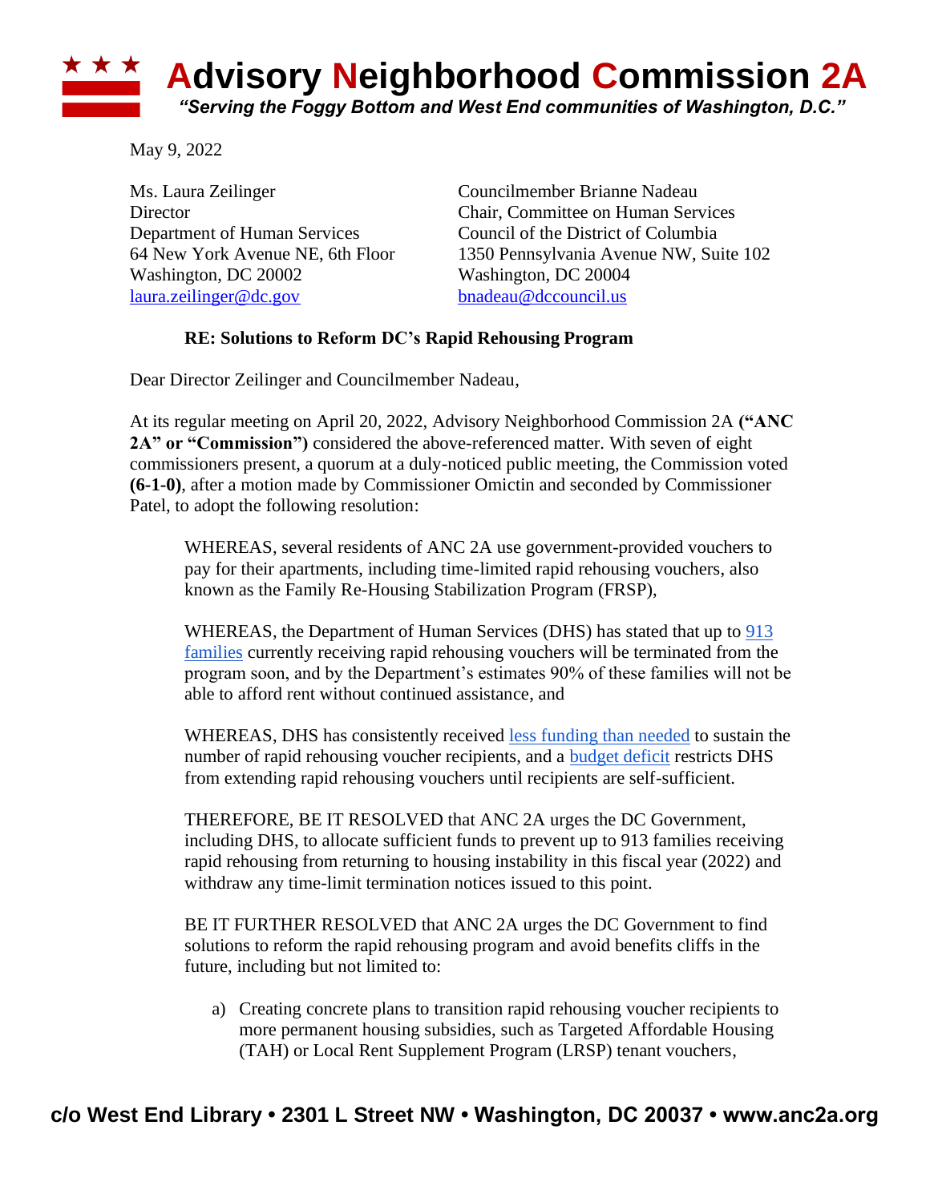# Advisory Neighborhood Commission 2A

*"Serving the Foggy Bottom and West End communities of Washington, D.C."*

May 9, 2022

Ms. Laura Zeilinger
Director
Department of Human Services
64 New York Avenue NE, 6th Floor
Washington, DC 20002
laura.zeilinger@dc.gov

Councilmember Brianne Nadeau
Chair, Committee on Human Services
Council of the District of Columbia
1350 Pennsylvania Avenue NW, Suite 102
Washington, DC 20004
bnadeau@dccouncil.us

**RE: Solutions to Reform DC's Rapid Rehousing Program**

Dear Director Zeilinger and Councilmember Nadeau,

At its regular meeting on April 20, 2022, Advisory Neighborhood Commission 2A **("ANC 2A" or "Commission")** considered the above-referenced matter. With seven of eight commissioners present, a quorum at a duly-noticed public meeting, the Commission voted **(6-1-0)**, after a motion made by Commissioner Omictin and seconded by Commissioner Patel, to adopt the following resolution:

> WHEREAS, several residents of ANC 2A use government-provided vouchers to pay for their apartments, including time-limited rapid rehousing vouchers, also known as the Family Re-Housing Stabilization Program (FRSP),
>
> WHEREAS, the Department of Human Services (DHS) has stated that up to 913 families currently receiving rapid rehousing vouchers will be terminated from the program soon, and by the Department's estimates 90% of these families will not be able to afford rent without continued assistance, and
>
> WHEREAS, DHS has consistently received less funding than needed to sustain the number of rapid rehousing voucher recipients, and a budget deficit restricts DHS from extending rapid rehousing vouchers until recipients are self-sufficient.
>
> THEREFORE, BE IT RESOLVED that ANC 2A urges the DC Government, including DHS, to allocate sufficient funds to prevent up to 913 families receiving rapid rehousing from returning to housing instability in this fiscal year (2022) and withdraw any time-limit termination notices issued to this point.
>
> BE IT FURTHER RESOLVED that ANC 2A urges the DC Government to find solutions to reform the rapid rehousing program and avoid benefits cliffs in the future, including but not limited to:
>
> a) Creating concrete plans to transition rapid rehousing voucher recipients to more permanent housing subsidies, such as Targeted Affordable Housing (TAH) or Local Rent Supplement Program (LRSP) tenant vouchers,

c/o West End Library • 2301 L Street NW • Washington, DC 20037 • www.anc2a.org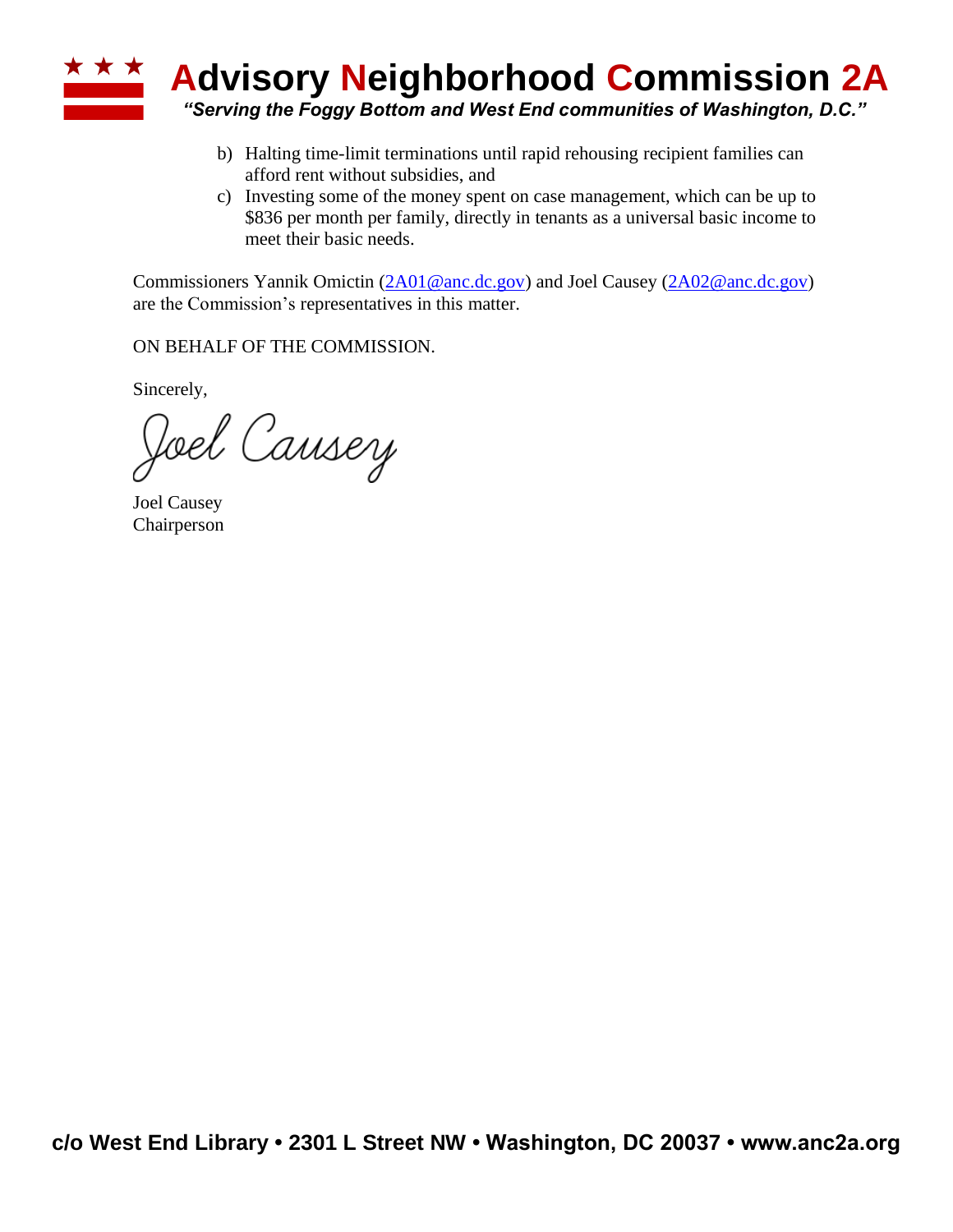b) Halting time-limit terminations until rapid rehousing recipient families can afford rent without subsidies, and
c) Investing some of the money spent on case management, which can be up to $836 per month per family, directly in tenants as a universal basic income to meet their basic needs.

Commissioners Yannik Omictin (2A01@anc.dc.gov) and Joel Causey (2A02@anc.dc.gov) are the Commission's representatives in this matter.

ON BEHALF OF THE COMMISSION.

Sincerely,

Joel Causey

Joel Causey
Chairperson